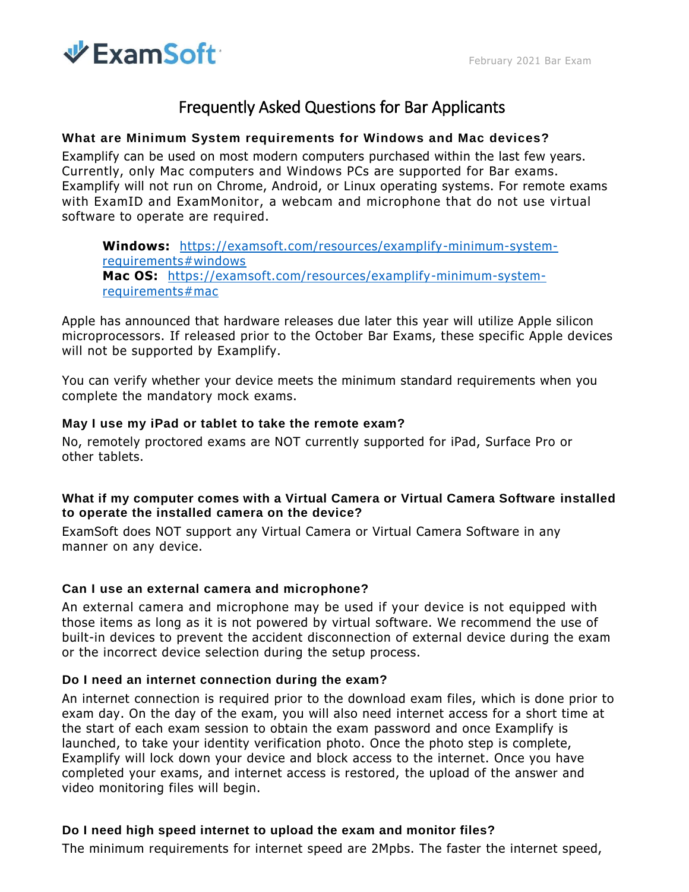# Frequently Asked Questions for Bar Applicants

### What are Minimum System requirements for Windows and Mac devices?

Examplify can be used on most modern computers purchased within the last few years. Currently, only Mac computers and Windows PCs are supported for Bar exams. Examplify will not run on Chrome, Android, or Linux operating systems. For remote exams with ExamID and ExamMonitor, a webcam and microphone that do not use virtual software to operate are required.

> **Windows:** [https://examsoft.com/resources/examplify-minimum-system-requirements#windows](https://examsoft.com/resources/examplify-minimum-system-requirements#windows)
> **Mac OS:** [https://examsoft.com/resources/examplify-minimum-system-requirements#mac](https://examsoft.com/resources/examplify-minimum-system-requirements#mac)

Apple has announced that hardware releases due later this year will utilize Apple silicon microprocessors. If released prior to the October Bar Exams, these specific Apple devices will not be supported by Examplify.

You can verify whether your device meets the minimum standard requirements when you complete the mandatory mock exams.

### May I use my iPad or tablet to take the remote exam?

No, remotely proctored exams are NOT currently supported for iPad, Surface Pro or other tablets.

### What if my computer comes with a Virtual Camera or Virtual Camera Software installed to operate the installed camera on the device?

ExamSoft does NOT support any Virtual Camera or Virtual Camera Software in any manner on any device.

### Can I use an external camera and microphone?

An external camera and microphone may be used if your device is not equipped with those items as long as it is not powered by virtual software. We recommend the use of built-in devices to prevent the accident disconnection of external device during the exam or the incorrect device selection during the setup process.

### Do I need an internet connection during the exam?

An internet connection is required prior to the download exam files, which is done prior to exam day. On the day of the exam, you will also need internet access for a short time at the start of each exam session to obtain the exam password and once Examplify is launched, to take your identity verification photo. Once the photo step is complete, Examplify will lock down your device and block access to the internet. Once you have completed your exams, and internet access is restored, the upload of the answer and video monitoring files will begin.

### Do I need high speed internet to upload the exam and monitor files?

The minimum requirements for internet speed are 2Mpbs. The faster the internet speed,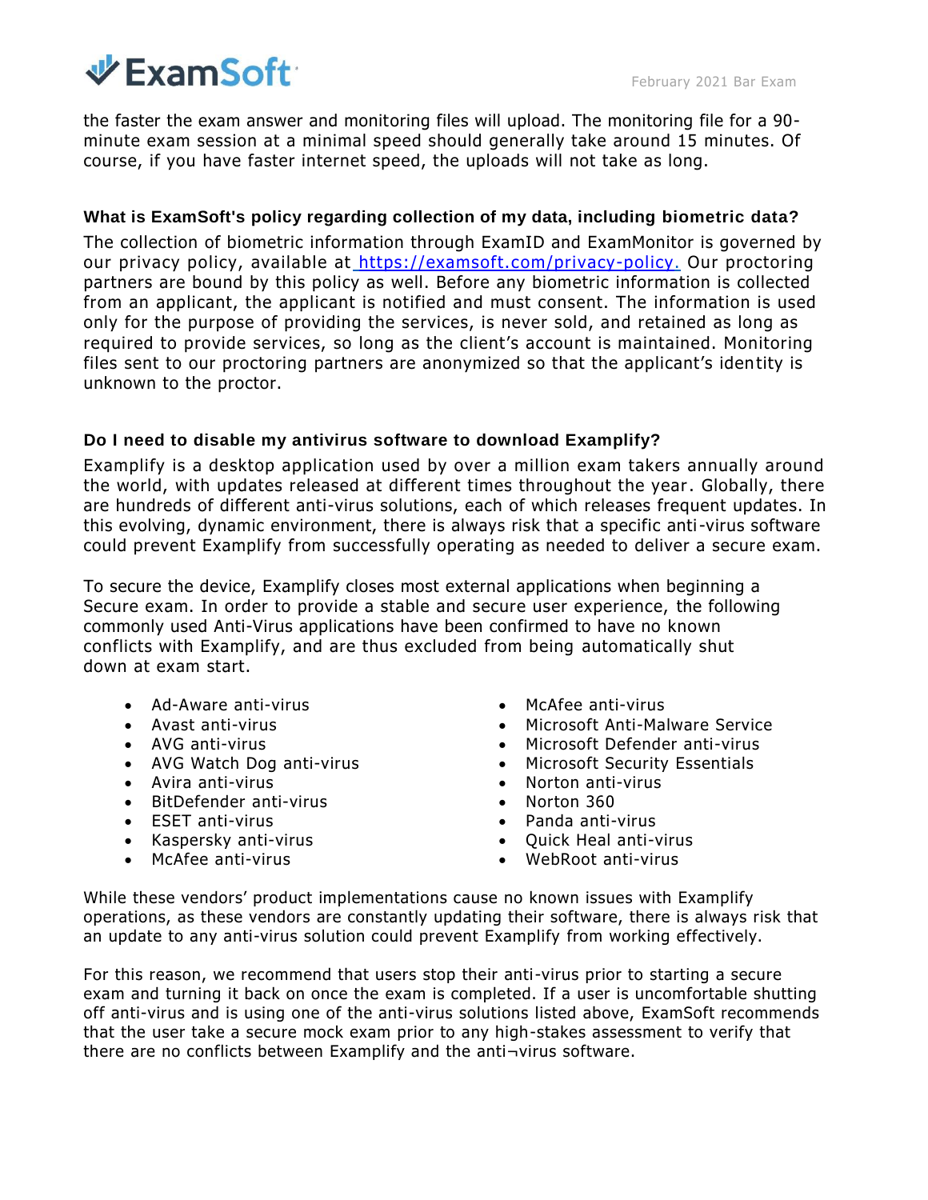the faster the exam answer and monitoring files will upload. The monitoring file for a 90-minute exam session at a minimal speed should generally take around 15 minutes. Of course, if you have faster internet speed, the uploads will not take as long.

### What is ExamSoft's policy regarding collection of my data, including biometric data?

The collection of biometric information through ExamID and ExamMonitor is governed by our privacy policy, available at [https://examsoft.com/privacy-policy.](https://examsoft.com/privacy-policy) Our proctoring partners are bound by this policy as well. Before any biometric information is collected from an applicant, the applicant is notified and must consent. The information is used only for the purpose of providing the services, is never sold, and retained as long as required to provide services, so long as the client's account is maintained. Monitoring files sent to our proctoring partners are anonymized so that the applicant's identity is unknown to the proctor.

### Do I need to disable my antivirus software to download Examplify?

Examplify is a desktop application used by over a million exam takers annually around the world, with updates released at different times throughout the year. Globally, there are hundreds of different anti-virus solutions, each of which releases frequent updates. In this evolving, dynamic environment, there is always risk that a specific anti-virus software could prevent Examplify from successfully operating as needed to deliver a secure exam.

To secure the device, Examplify closes most external applications when beginning a Secure exam. In order to provide a stable and secure user experience, the following commonly used Anti-Virus applications have been confirmed to have no known conflicts with Examplify, and are thus excluded from being automatically shut down at exam start.

- Ad-Aware anti-virus
- Avast anti-virus
- AVG anti-virus
- AVG Watch Dog anti-virus
- Avira anti-virus
- BitDefender anti-virus
- ESET anti-virus
- Kaspersky anti-virus
- McAfee anti-virus
- McAfee anti-virus
- Microsoft Anti-Malware Service
- Microsoft Defender anti-virus
- Microsoft Security Essentials
- Norton anti-virus
- Norton 360
- Panda anti-virus
- Quick Heal anti-virus
- WebRoot anti-virus

While these vendors' product implementations cause no known issues with Examplify operations, as these vendors are constantly updating their software, there is always risk that an update to any anti-virus solution could prevent Examplify from working effectively.

For this reason, we recommend that users stop their anti-virus prior to starting a secure exam and turning it back on once the exam is completed. If a user is uncomfortable shutting off anti-virus and is using one of the anti-virus solutions listed above, ExamSoft recommends that the user take a secure mock exam prior to any high-stakes assessment to verify that there are no conflicts between Examplify and the anti¬virus software.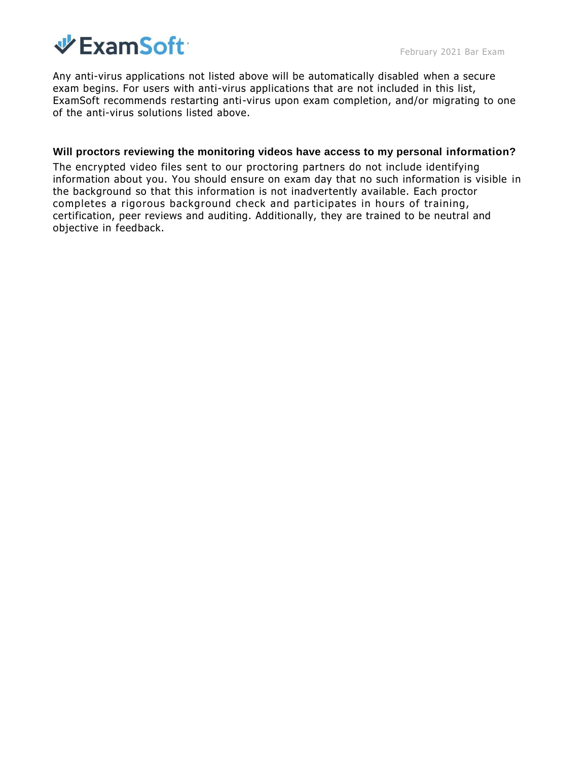Any anti-virus applications not listed above will be automatically disabled when a secure exam begins. For users with anti-virus applications that are not included in this list, ExamSoft recommends restarting anti-virus upon exam completion, and/or migrating to one of the anti-virus solutions listed above.

**Will proctors reviewing the monitoring videos have access to my personal information?**

The encrypted video files sent to our proctoring partners do not include identifying information about you. You should ensure on exam day that no such information is visible in the background so that this information is not inadvertently available. Each proctor completes a rigorous background check and participates in hours of training, certification, peer reviews and auditing. Additionally, they are trained to be neutral and objective in feedback.